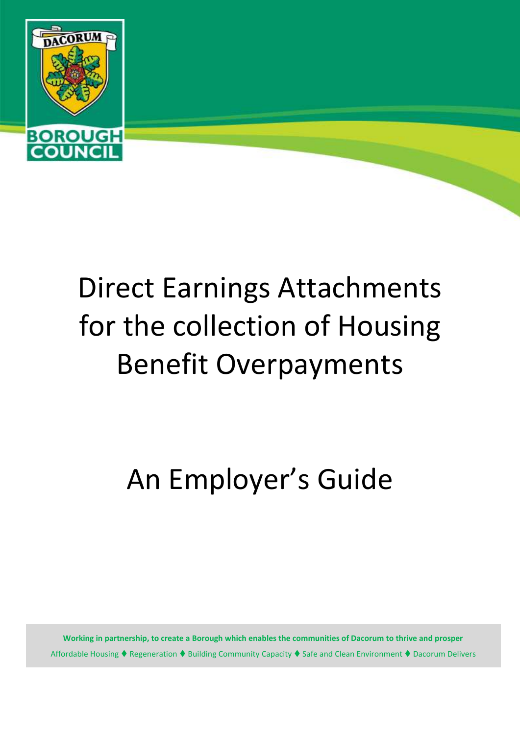# Direct Earnings Attachments for the collection of Housing Benefit Overpayments

# An Employer's Guide

**Working in partnership, to create a Borough which enables the communities of Dacorum to thrive and prosper**

Affordable Housing ♦ Regeneration ♦ Building Community Capacity ♦ Safe and Clean Environment ♦ Dacorum Delivers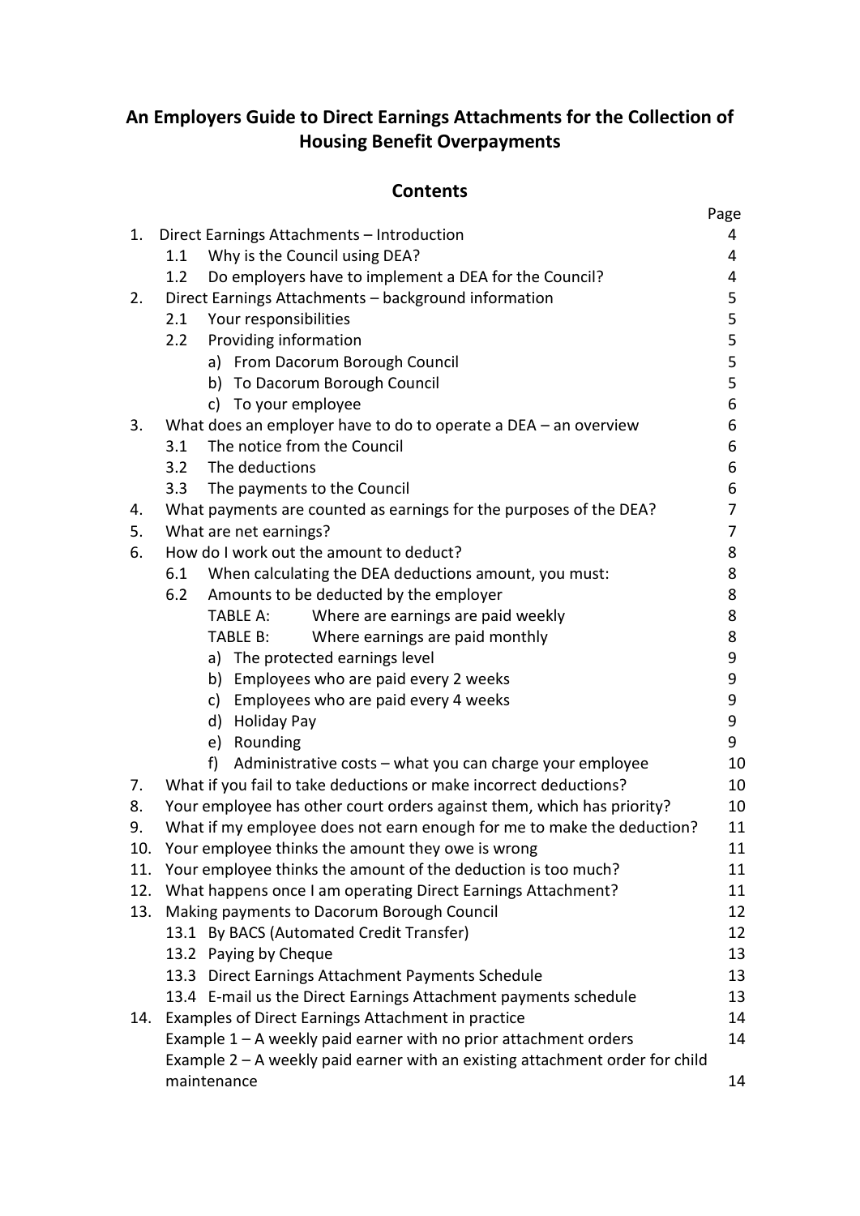# An Employers Guide to Direct Earnings Attachments for the Collection of Housing Benefit Overpayments

## Contents

| | | Page |
|---|---|---|
| 1. | Direct Earnings Attachments – Introduction | 4 |
| | 1.1 Why is the Council using DEA? | 4 |
| | 1.2 Do employers have to implement a DEA for the Council? | 4 |
| 2. | Direct Earnings Attachments – background information | 5 |
| | 2.1 Your responsibilities | 5 |
| | 2.2 Providing information | 5 |
| | a) From Dacorum Borough Council | 5 |
| | b) To Dacorum Borough Council | 5 |
| | c) To your employee | 6 |
| 3. | What does an employer have to do to operate a DEA – an overview | 6 |
| | 3.1 The notice from the Council | 6 |
| | 3.2 The deductions | 6 |
| | 3.3 The payments to the Council | 6 |
| 4. | What payments are counted as earnings for the purposes of the DEA? | 7 |
| 5. | What are net earnings? | 7 |
| 6. | How do I work out the amount to deduct? | 8 |
| | 6.1 When calculating the DEA deductions amount, you must: | 8 |
| | 6.2 Amounts to be deducted by the employer | 8 |
| | TABLE A: Where are earnings are paid weekly | 8 |
| | TABLE B: Where earnings are paid monthly | 8 |
| | a) The protected earnings level | 9 |
| | b) Employees who are paid every 2 weeks | 9 |
| | c) Employees who are paid every 4 weeks | 9 |
| | d) Holiday Pay | 9 |
| | e) Rounding | 9 |
| | f) Administrative costs – what you can charge your employee | 10 |
| 7. | What if you fail to take deductions or make incorrect deductions? | 10 |
| 8. | Your employee has other court orders against them, which has priority? | 10 |
| 9. | What if my employee does not earn enough for me to make the deduction? | 11 |
| 10. | Your employee thinks the amount they owe is wrong | 11 |
| 11. | Your employee thinks the amount of the deduction is too much? | 11 |
| 12. | What happens once I am operating Direct Earnings Attachment? | 11 |
| 13. | Making payments to Dacorum Borough Council | 12 |
| | 13.1 By BACS (Automated Credit Transfer) | 12 |
| | 13.2 Paying by Cheque | 13 |
| | 13.3 Direct Earnings Attachment Payments Schedule | 13 |
| | 13.4 E-mail us the Direct Earnings Attachment payments schedule | 13 |
| 14. | Examples of Direct Earnings Attachment in practice | 14 |
| | Example 1 – A weekly paid earner with no prior attachment orders | 14 |
| | Example 2 – A weekly paid earner with an existing attachment order for child maintenance | 14 |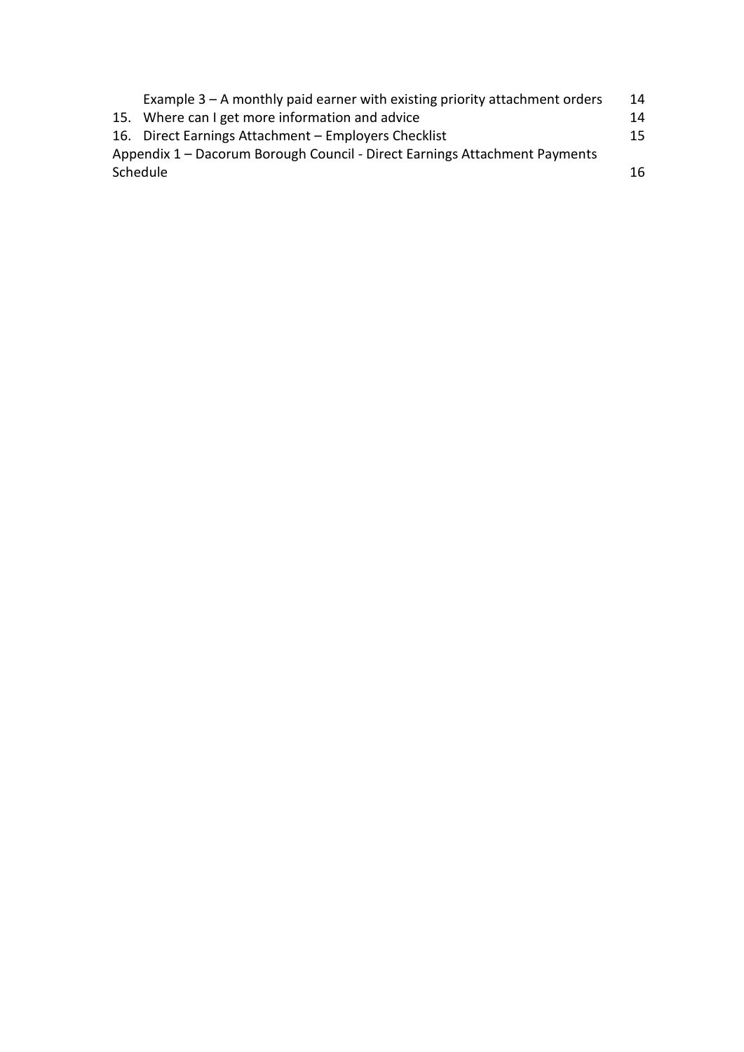Example 3 – A monthly paid earner with existing priority attachment orders 14

15. Where can I get more information and advice 14

16. Direct Earnings Attachment – Employers Checklist 15

Appendix 1 – Dacorum Borough Council - Direct Earnings Attachment Payments Schedule 16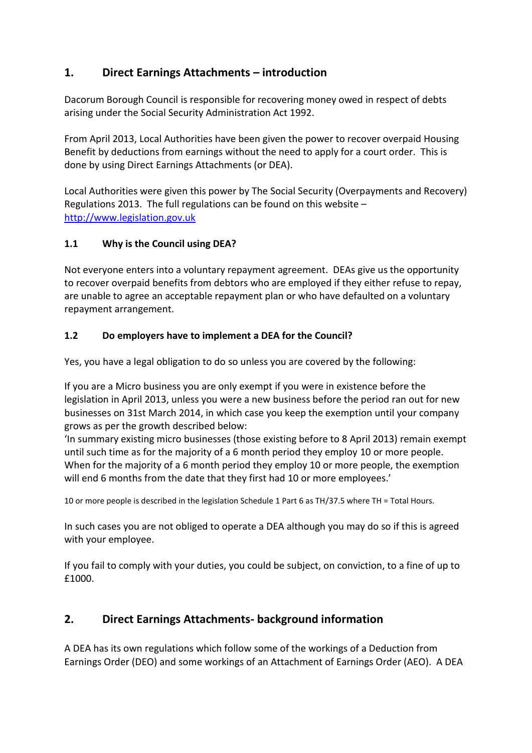## 1. Direct Earnings Attachments – introduction

Dacorum Borough Council is responsible for recovering money owed in respect of debts arising under the Social Security Administration Act 1992.

From April 2013, Local Authorities have been given the power to recover overpaid Housing Benefit by deductions from earnings without the need to apply for a court order. This is done by using Direct Earnings Attachments (or DEA).

Local Authorities were given this power by The Social Security (Overpayments and Recovery) Regulations 2013. The full regulations can be found on this website – [http://www.legislation.gov.uk](http://www.legislation.gov.uk)

### 1.1 Why is the Council using DEA?

Not everyone enters into a voluntary repayment agreement. DEAs give us the opportunity to recover overpaid benefits from debtors who are employed if they either refuse to repay, are unable to agree an acceptable repayment plan or who have defaulted on a voluntary repayment arrangement.

### 1.2 Do employers have to implement a DEA for the Council?

Yes, you have a legal obligation to do so unless you are covered by the following:

If you are a Micro business you are only exempt if you were in existence before the legislation in April 2013, unless you were a new business before the period ran out for new businesses on 31st March 2014, in which case you keep the exemption until your company grows as per the growth described below:
'In summary existing micro businesses (those existing before to 8 April 2013) remain exempt until such time as for the majority of a 6 month period they employ 10 or more people. When for the majority of a 6 month period they employ 10 or more people, the exemption will end 6 months from the date that they first had 10 or more employees.'

10 or more people is described in the legislation Schedule 1 Part 6 as TH/37.5 where TH = Total Hours.

In such cases you are not obliged to operate a DEA although you may do so if this is agreed with your employee.

If you fail to comply with your duties, you could be subject, on conviction, to a fine of up to £1000.

## 2. Direct Earnings Attachments- background information

A DEA has its own regulations which follow some of the workings of a Deduction from Earnings Order (DEO) and some workings of an Attachment of Earnings Order (AEO). A DEA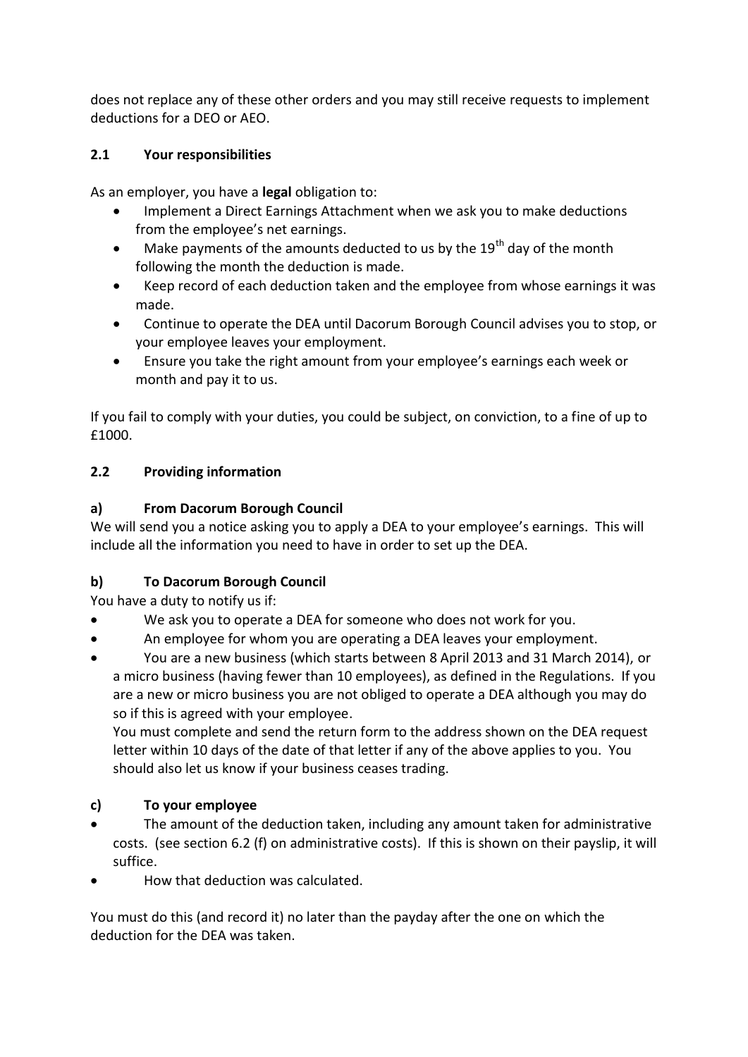does not replace any of these other orders and you may still receive requests to implement deductions for a DEO or AEO.

### 2.1 Your responsibilities

As an employer, you have a **legal** obligation to:

- Implement a Direct Earnings Attachment when we ask you to make deductions from the employee's net earnings.
- Make payments of the amounts deducted to us by the 19th day of the month following the month the deduction is made.
- Keep record of each deduction taken and the employee from whose earnings it was made.
- Continue to operate the DEA until Dacorum Borough Council advises you to stop, or your employee leaves your employment.
- Ensure you take the right amount from your employee's earnings each week or month and pay it to us.

If you fail to comply with your duties, you could be subject, on conviction, to a fine of up to £1000.

### 2.2 Providing information

#### a) From Dacorum Borough Council

We will send you a notice asking you to apply a DEA to your employee's earnings. This will include all the information you need to have in order to set up the DEA.

#### b) To Dacorum Borough Council

You have a duty to notify us if:

- We ask you to operate a DEA for someone who does not work for you.
- An employee for whom you are operating a DEA leaves your employment.
- You are a new business (which starts between 8 April 2013 and 31 March 2014), or a micro business (having fewer than 10 employees), as defined in the Regulations. If you are a new or micro business you are not obliged to operate a DEA although you may do so if this is agreed with your employee.
  
  You must complete and send the return form to the address shown on the DEA request letter within 10 days of the date of that letter if any of the above applies to you. You should also let us know if your business ceases trading.

#### c) To your employee

- The amount of the deduction taken, including any amount taken for administrative costs. (see section 6.2 (f) on administrative costs). If this is shown on their payslip, it will suffice.
- How that deduction was calculated.

You must do this (and record it) no later than the payday after the one on which the deduction for the DEA was taken.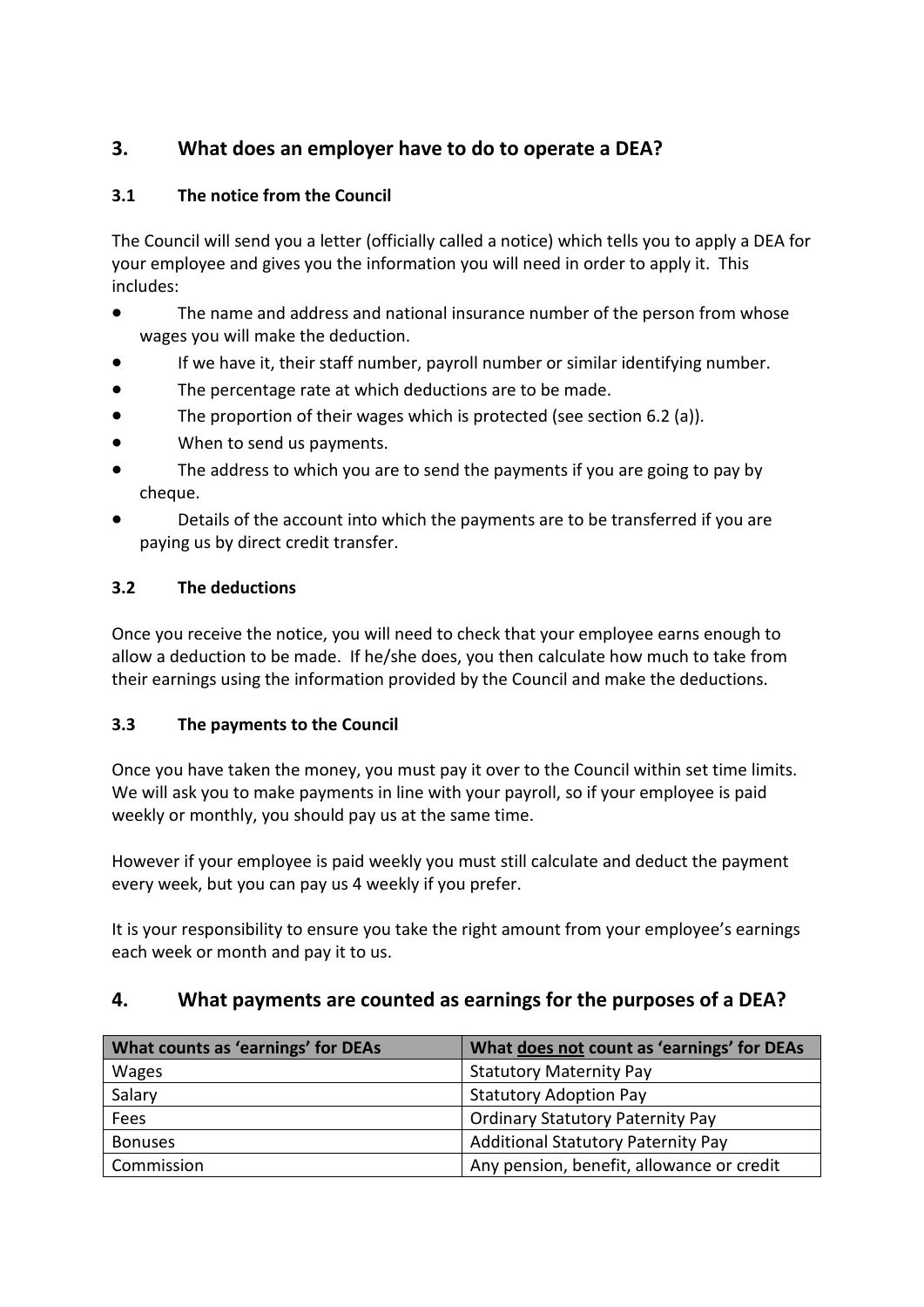## 3. What does an employer have to do to operate a DEA?

### 3.1 The notice from the Council

The Council will send you a letter (officially called a notice) which tells you to apply a DEA for your employee and gives you the information you will need in order to apply it. This includes:

- The name and address and national insurance number of the person from whose wages you will make the deduction.
- If we have it, their staff number, payroll number or similar identifying number.
- The percentage rate at which deductions are to be made.
- The proportion of their wages which is protected (see section 6.2 (a)).
- When to send us payments.
- The address to which you are to send the payments if you are going to pay by cheque.
- Details of the account into which the payments are to be transferred if you are paying us by direct credit transfer.

### 3.2 The deductions

Once you receive the notice, you will need to check that your employee earns enough to allow a deduction to be made. If he/she does, you then calculate how much to take from their earnings using the information provided by the Council and make the deductions.

### 3.3 The payments to the Council

Once you have taken the money, you must pay it over to the Council within set time limits. We will ask you to make payments in line with your payroll, so if your employee is paid weekly or monthly, you should pay us at the same time.

However if your employee is paid weekly you must still calculate and deduct the payment every week, but you can pay us 4 weekly if you prefer.

It is your responsibility to ensure you take the right amount from your employee's earnings each week or month and pay it to us.

## 4. What payments are counted as earnings for the purposes of a DEA?

| What counts as 'earnings' for DEAs | What does not count as 'earnings' for DEAs |
|---|---|
| Wages | Statutory Maternity Pay |
| Salary | Statutory Adoption Pay |
| Fees | Ordinary Statutory Paternity Pay |
| Bonuses | Additional Statutory Paternity Pay |
| Commission | Any pension, benefit, allowance or credit |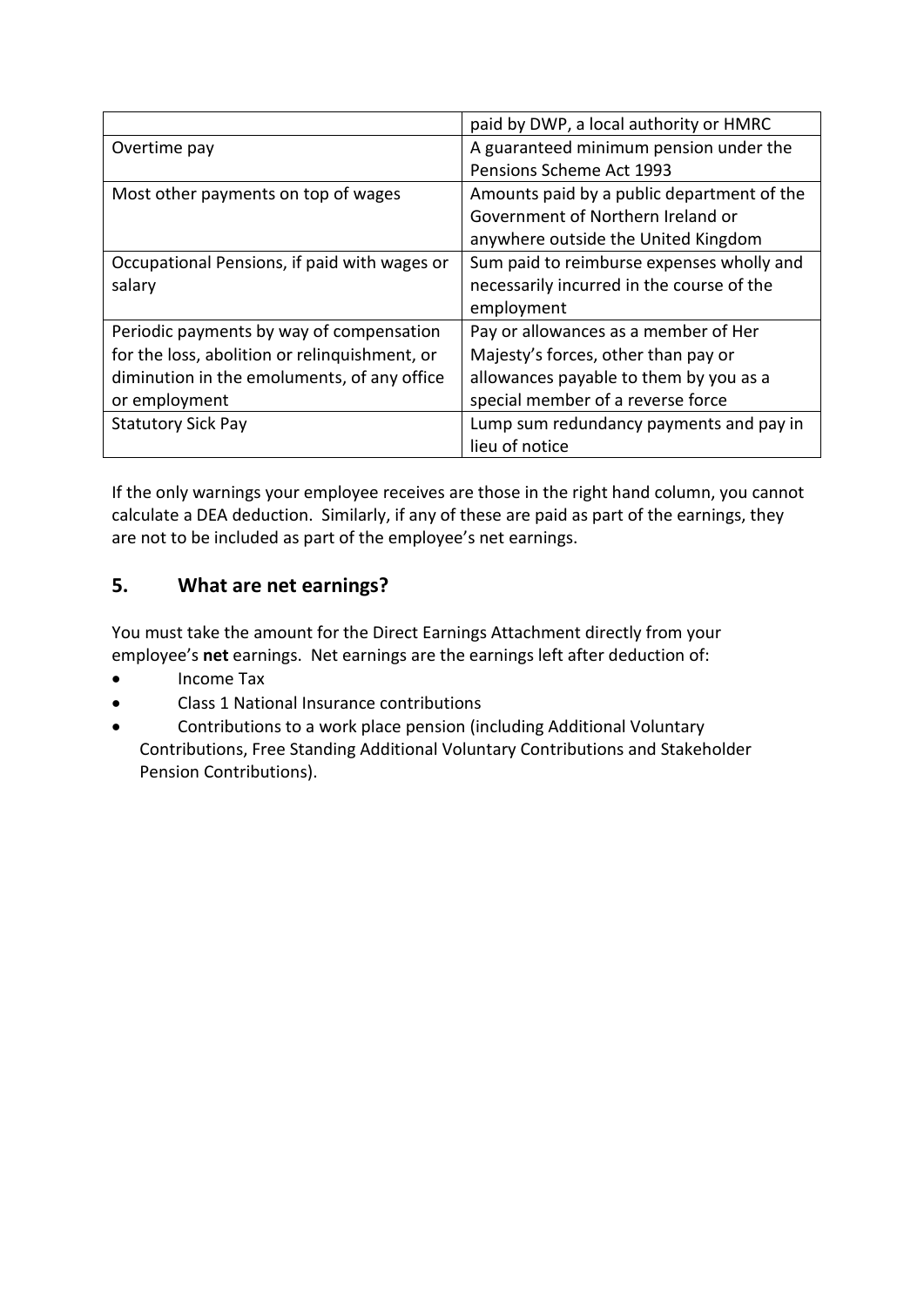|  | paid by DWP, a local authority or HMRC |
|---|---|
| Overtime pay | A guaranteed minimum pension under the Pensions Scheme Act 1993 |
| Most other payments on top of wages | Amounts paid by a public department of the Government of Northern Ireland or anywhere outside the United Kingdom |
| Occupational Pensions, if paid with wages or salary | Sum paid to reimburse expenses wholly and necessarily incurred in the course of the employment |
| Periodic payments by way of compensation for the loss, abolition or relinquishment, or diminution in the emoluments, of any office or employment | Pay or allowances as a member of Her Majesty's forces, other than pay or allowances payable to them by you as a special member of a reverse force |
| Statutory Sick Pay | Lump sum redundancy payments and pay in lieu of notice |

If the only warnings your employee receives are those in the right hand column, you cannot calculate a DEA deduction. Similarly, if any of these are paid as part of the earnings, they are not to be included as part of the employee's net earnings.

## 5. What are net earnings?

You must take the amount for the Direct Earnings Attachment directly from your employee's **net** earnings. Net earnings are the earnings left after deduction of:

- Income Tax
- Class 1 National Insurance contributions
- Contributions to a work place pension (including Additional Voluntary Contributions, Free Standing Additional Voluntary Contributions and Stakeholder Pension Contributions).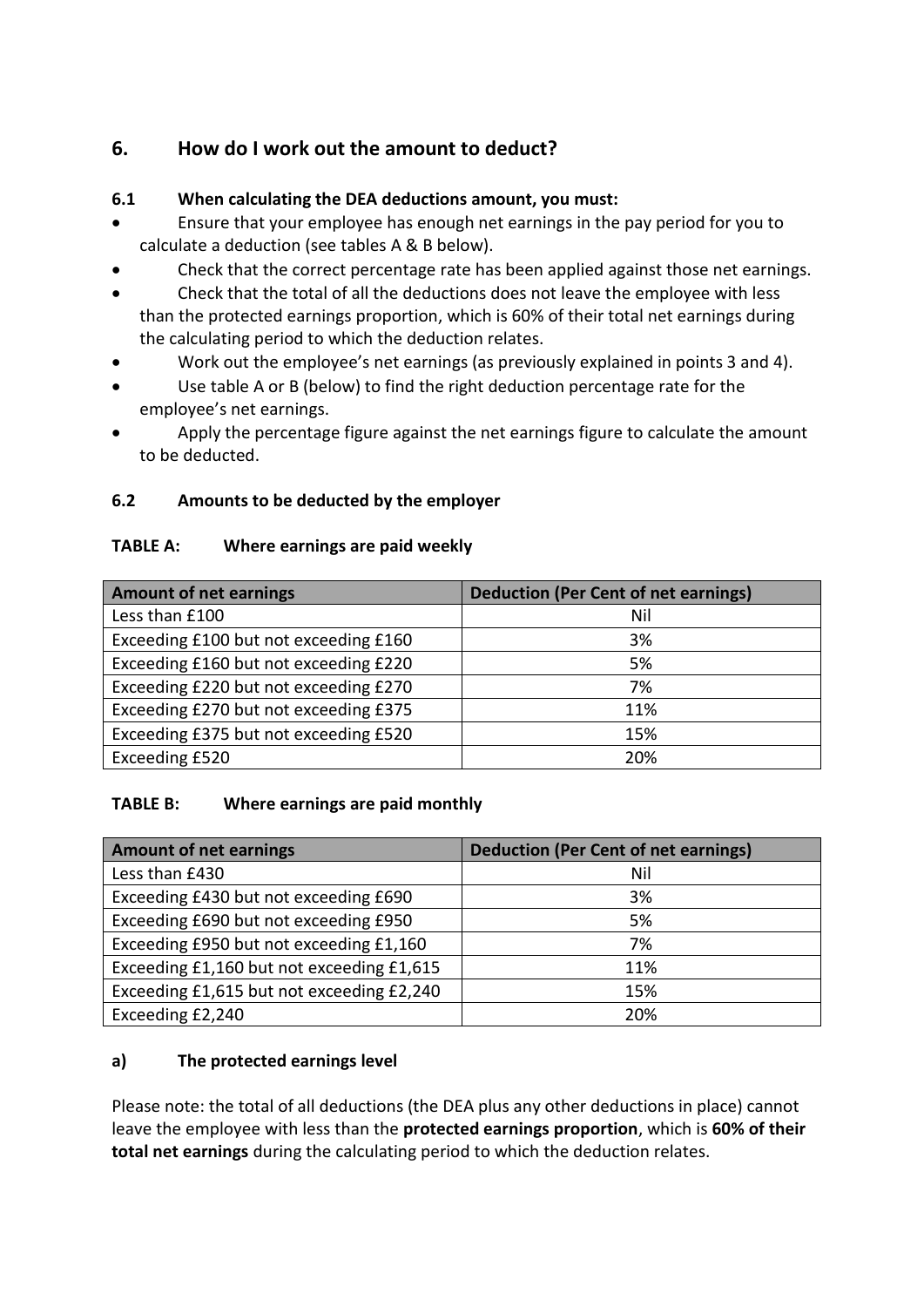## 6. How do I work out the amount to deduct?

### 6.1 When calculating the DEA deductions amount, you must:

- Ensure that your employee has enough net earnings in the pay period for you to calculate a deduction (see tables A & B below).
- Check that the correct percentage rate has been applied against those net earnings.
- Check that the total of all the deductions does not leave the employee with less than the protected earnings proportion, which is 60% of their total net earnings during the calculating period to which the deduction relates.
- Work out the employee's net earnings (as previously explained in points 3 and 4).
- Use table A or B (below) to find the right deduction percentage rate for the employee's net earnings.
- Apply the percentage figure against the net earnings figure to calculate the amount to be deducted.

### 6.2 Amounts to be deducted by the employer

**TABLE A: Where earnings are paid weekly**

| Amount of net earnings | Deduction (Per Cent of net earnings) |
|---|---|
| Less than £100 | Nil |
| Exceeding £100 but not exceeding £160 | 3% |
| Exceeding £160 but not exceeding £220 | 5% |
| Exceeding £220 but not exceeding £270 | 7% |
| Exceeding £270 but not exceeding £375 | 11% |
| Exceeding £375 but not exceeding £520 | 15% |
| Exceeding £520 | 20% |

**TABLE B: Where earnings are paid monthly**

| Amount of net earnings | Deduction (Per Cent of net earnings) |
|---|---|
| Less than £430 | Nil |
| Exceeding £430 but not exceeding £690 | 3% |
| Exceeding £690 but not exceeding £950 | 5% |
| Exceeding £950 but not exceeding £1,160 | 7% |
| Exceeding £1,160 but not exceeding £1,615 | 11% |
| Exceeding £1,615 but not exceeding £2,240 | 15% |
| Exceeding £2,240 | 20% |

#### a) The protected earnings level

Please note: the total of all deductions (the DEA plus any other deductions in place) cannot leave the employee with less than the **protected earnings proportion**, which is **60% of their total net earnings** during the calculating period to which the deduction relates.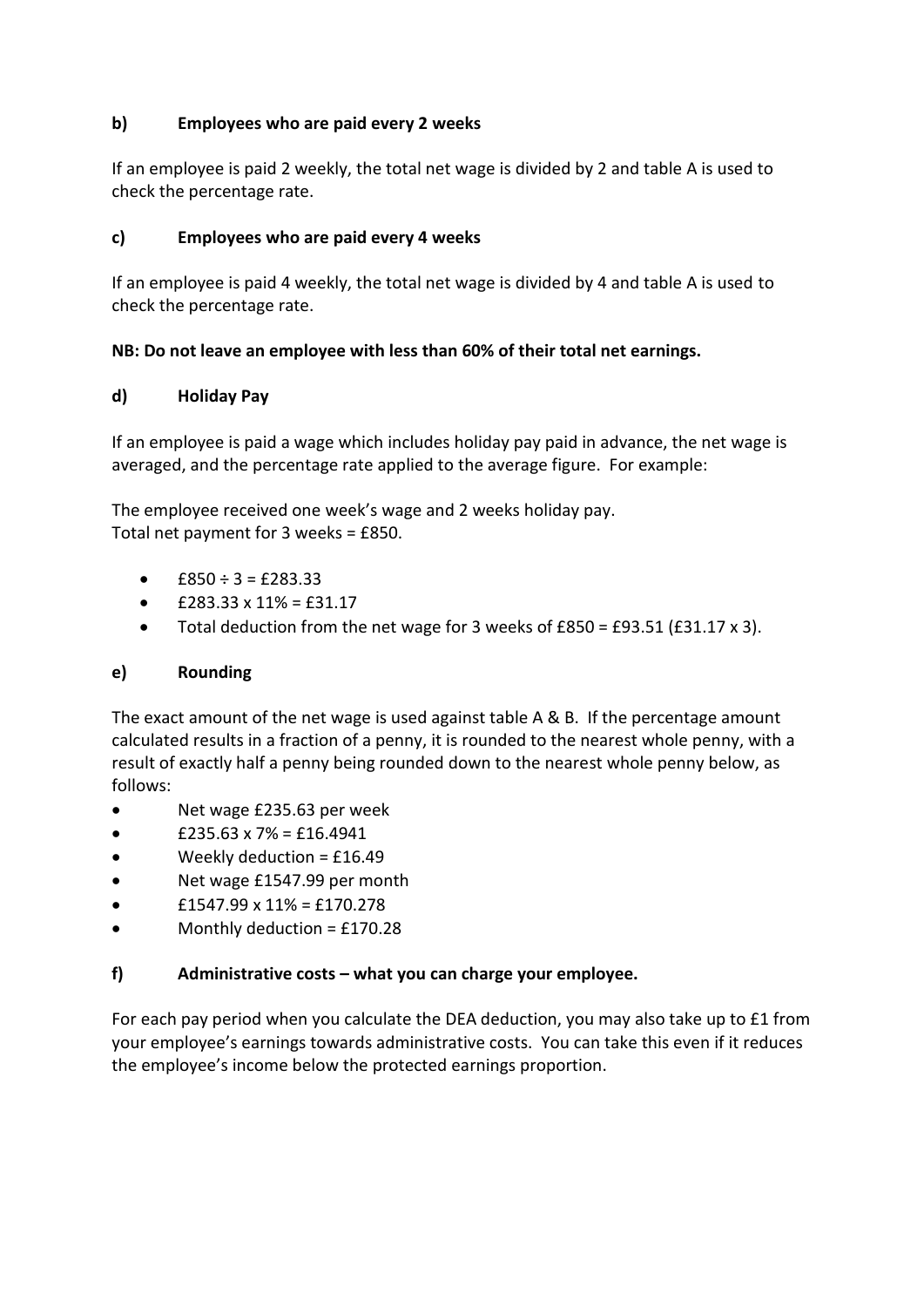### b) Employees who are paid every 2 weeks

If an employee is paid 2 weekly, the total net wage is divided by 2 and table A is used to check the percentage rate.

### c) Employees who are paid every 4 weeks

If an employee is paid 4 weekly, the total net wage is divided by 4 and table A is used to check the percentage rate.

**NB: Do not leave an employee with less than 60% of their total net earnings.**

### d) Holiday Pay

If an employee is paid a wage which includes holiday pay paid in advance, the net wage is averaged, and the percentage rate applied to the average figure. For example:

The employee received one week's wage and 2 weeks holiday pay.
Total net payment for 3 weeks = £850.

- £850 ÷ 3 = £283.33
- £283.33 x 11% = £31.17
- Total deduction from the net wage for 3 weeks of £850 = £93.51 (£31.17 x 3).

### e) Rounding

The exact amount of the net wage is used against table A & B. If the percentage amount calculated results in a fraction of a penny, it is rounded to the nearest whole penny, with a result of exactly half a penny being rounded down to the nearest whole penny below, as follows:

- Net wage £235.63 per week
- £235.63 x 7% = £16.4941
- Weekly deduction = £16.49
- Net wage £1547.99 per month
- £1547.99 x 11% = £170.278
- Monthly deduction = £170.28

### f) Administrative costs – what you can charge your employee.

For each pay period when you calculate the DEA deduction, you may also take up to £1 from your employee's earnings towards administrative costs. You can take this even if it reduces the employee's income below the protected earnings proportion.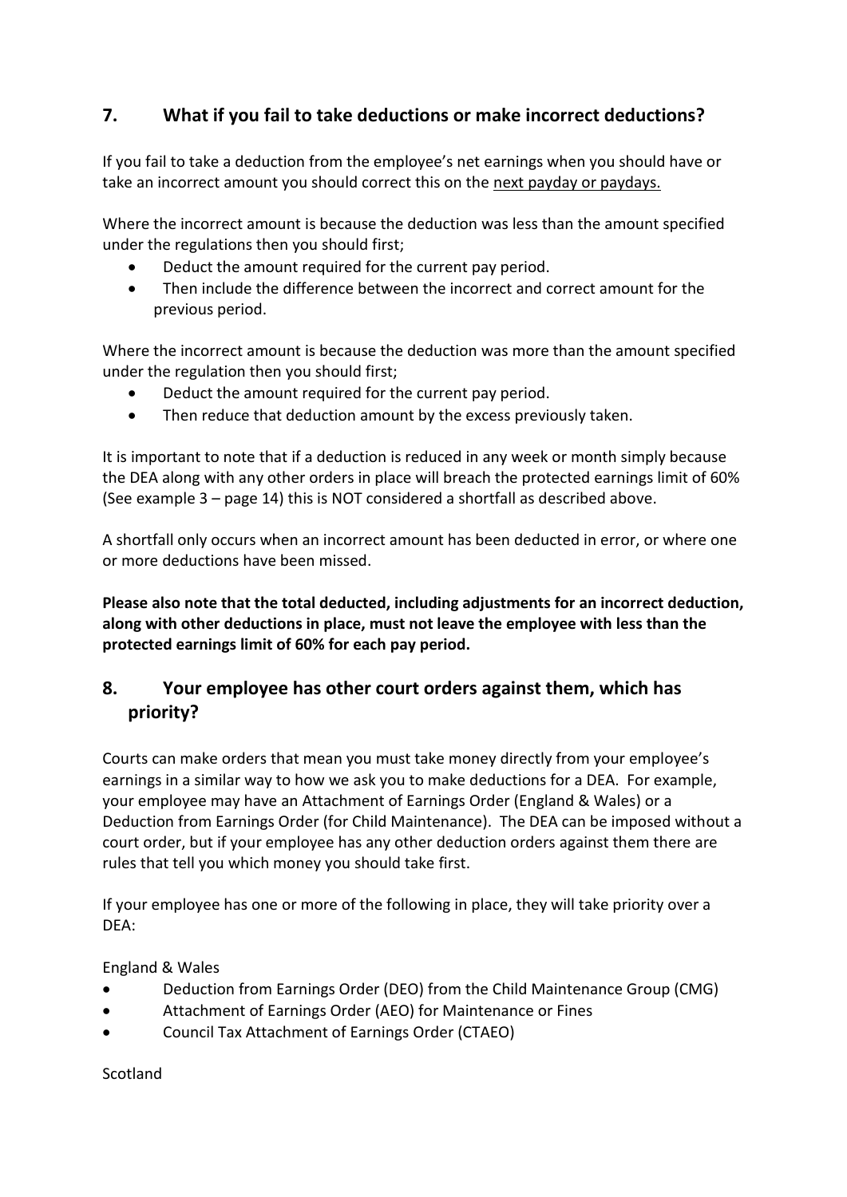## 7. What if you fail to take deductions or make incorrect deductions?

If you fail to take a deduction from the employee's net earnings when you should have or take an incorrect amount you should correct this on the <u>next payday or paydays.</u>

Where the incorrect amount is because the deduction was less than the amount specified under the regulations then you should first;

- Deduct the amount required for the current pay period.
- Then include the difference between the incorrect and correct amount for the previous period.

Where the incorrect amount is because the deduction was more than the amount specified under the regulation then you should first;

- Deduct the amount required for the current pay period.
- Then reduce that deduction amount by the excess previously taken.

It is important to note that if a deduction is reduced in any week or month simply because the DEA along with any other orders in place will breach the protected earnings limit of 60% (See example 3 – page 14) this is NOT considered a shortfall as described above.

A shortfall only occurs when an incorrect amount has been deducted in error, or where one or more deductions have been missed.

**Please also note that the total deducted, including adjustments for an incorrect deduction, along with other deductions in place, must not leave the employee with less than the protected earnings limit of 60% for each pay period.**

## 8. Your employee has other court orders against them, which has priority?

Courts can make orders that mean you must take money directly from your employee's earnings in a similar way to how we ask you to make deductions for a DEA. For example, your employee may have an Attachment of Earnings Order (England & Wales) or a Deduction from Earnings Order (for Child Maintenance). The DEA can be imposed without a court order, but if your employee has any other deduction orders against them there are rules that tell you which money you should take first.

If your employee has one or more of the following in place, they will take priority over a DEA:

England & Wales

- Deduction from Earnings Order (DEO) from the Child Maintenance Group (CMG)
- Attachment of Earnings Order (AEO) for Maintenance or Fines
- Council Tax Attachment of Earnings Order (CTAEO)

Scotland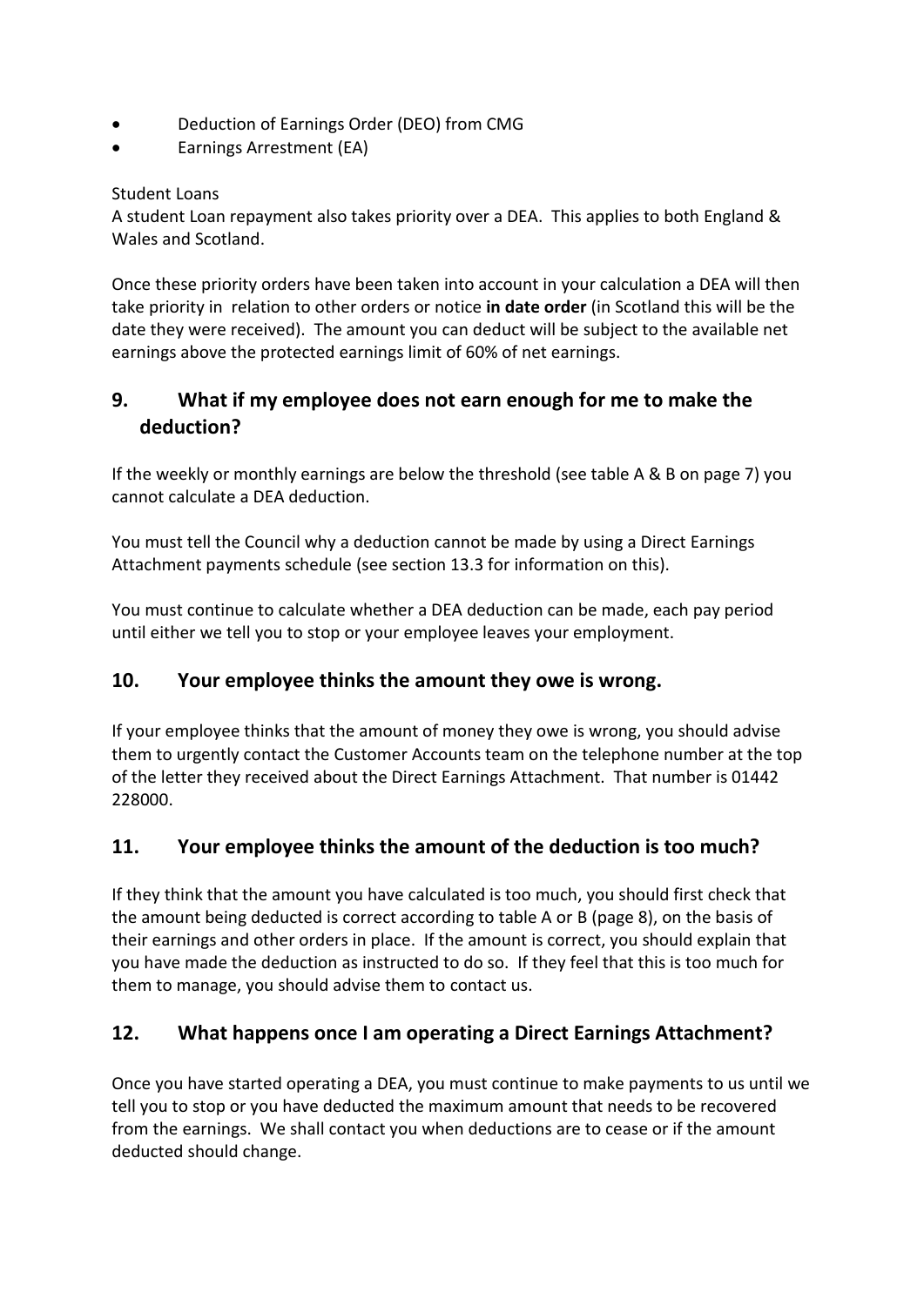- Deduction of Earnings Order (DEO) from CMG
- Earnings Arrestment (EA)

Student Loans
A student Loan repayment also takes priority over a DEA. This applies to both England & Wales and Scotland.

Once these priority orders have been taken into account in your calculation a DEA will then take priority in relation to other orders or notice **in date order** (in Scotland this will be the date they were received). The amount you can deduct will be subject to the available net earnings above the protected earnings limit of 60% of net earnings.

## 9. What if my employee does not earn enough for me to make the deduction?

If the weekly or monthly earnings are below the threshold (see table A & B on page 7) you cannot calculate a DEA deduction.

You must tell the Council why a deduction cannot be made by using a Direct Earnings Attachment payments schedule (see section 13.3 for information on this).

You must continue to calculate whether a DEA deduction can be made, each pay period until either we tell you to stop or your employee leaves your employment.

## 10. Your employee thinks the amount they owe is wrong.

If your employee thinks that the amount of money they owe is wrong, you should advise them to urgently contact the Customer Accounts team on the telephone number at the top of the letter they received about the Direct Earnings Attachment. That number is 01442 228000.

## 11. Your employee thinks the amount of the deduction is too much?

If they think that the amount you have calculated is too much, you should first check that the amount being deducted is correct according to table A or B (page 8), on the basis of their earnings and other orders in place. If the amount is correct, you should explain that you have made the deduction as instructed to do so. If they feel that this is too much for them to manage, you should advise them to contact us.

## 12. What happens once I am operating a Direct Earnings Attachment?

Once you have started operating a DEA, you must continue to make payments to us until we tell you to stop or you have deducted the maximum amount that needs to be recovered from the earnings. We shall contact you when deductions are to cease or if the amount deducted should change.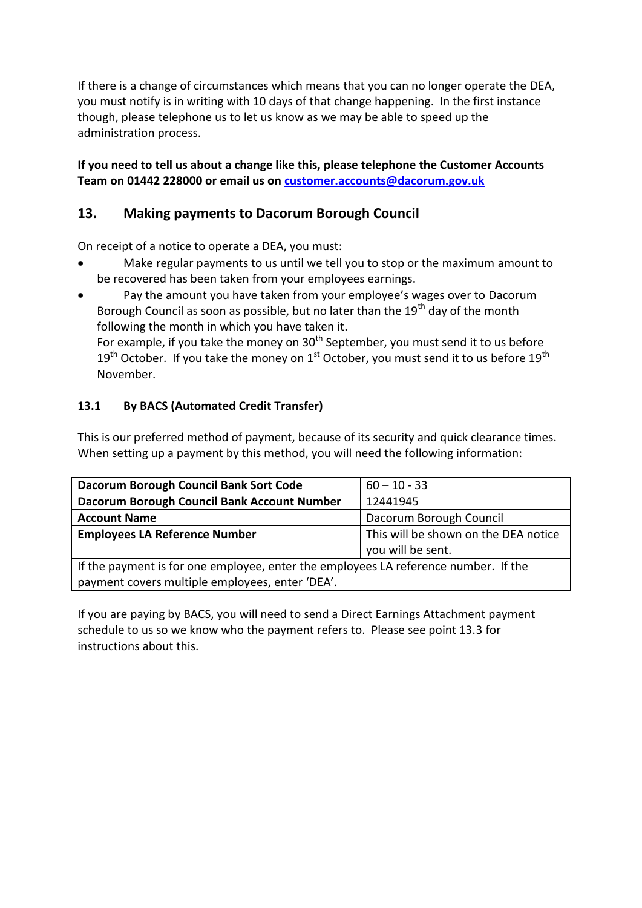If there is a change of circumstances which means that you can no longer operate the DEA, you must notify is in writing with 10 days of that change happening. In the first instance though, please telephone us to let us know as we may be able to speed up the administration process.

**If you need to tell us about a change like this, please telephone the Customer Accounts Team on 01442 228000 or email us on [customer.accounts@dacorum.gov.uk](mailto:customer.accounts@dacorum.gov.uk)**

## 13. Making payments to Dacorum Borough Council

On receipt of a notice to operate a DEA, you must:

- Make regular payments to us until we tell you to stop or the maximum amount to be recovered has been taken from your employees earnings.
- Pay the amount you have taken from your employee's wages over to Dacorum Borough Council as soon as possible, but no later than the 19th day of the month following the month in which you have taken it.
  For example, if you take the money on 30th September, you must send it to us before 19th October. If you take the money on 1st October, you must send it to us before 19th November.

### 13.1 By BACS (Automated Credit Transfer)

This is our preferred method of payment, because of its security and quick clearance times. When setting up a payment by this method, you will need the following information:

| | |
|---|---|
| **Dacorum Borough Council Bank Sort Code** | 60 – 10 - 33 |
| **Dacorum Borough Council Bank Account Number** | 12441945 |
| **Account Name** | Dacorum Borough Council |
| **Employees LA Reference Number** | This will be shown on the DEA notice you will be sent. |
| If the payment is for one employee, enter the employees LA reference number. If the payment covers multiple employees, enter 'DEA'. | |

If you are paying by BACS, you will need to send a Direct Earnings Attachment payment schedule to us so we know who the payment refers to. Please see point 13.3 for instructions about this.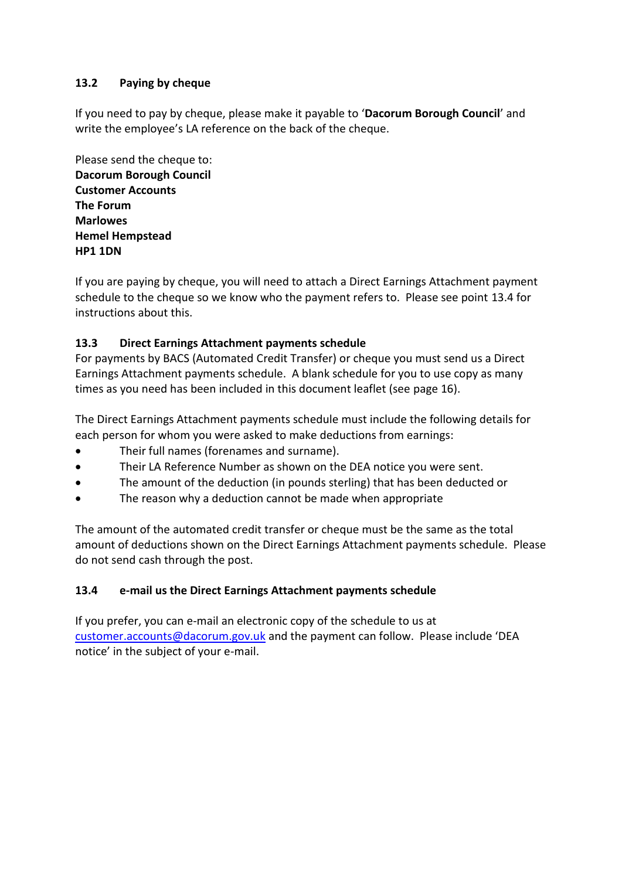### 13.2 Paying by cheque

If you need to pay by cheque, please make it payable to '**Dacorum Borough Council**' and write the employee's LA reference on the back of the cheque.

Please send the cheque to:
**Dacorum Borough Council**
**Customer Accounts**
**The Forum**
**Marlowes**
**Hemel Hempstead**
**HP1 1DN**

If you are paying by cheque, you will need to attach a Direct Earnings Attachment payment schedule to the cheque so we know who the payment refers to. Please see point 13.4 for instructions about this.

### 13.3 Direct Earnings Attachment payments schedule

For payments by BACS (Automated Credit Transfer) or cheque you must send us a Direct Earnings Attachment payments schedule. A blank schedule for you to use copy as many times as you need has been included in this document leaflet (see page 16).

The Direct Earnings Attachment payments schedule must include the following details for each person for whom you were asked to make deductions from earnings:

- Their full names (forenames and surname).
- Their LA Reference Number as shown on the DEA notice you were sent.
- The amount of the deduction (in pounds sterling) that has been deducted or
- The reason why a deduction cannot be made when appropriate

The amount of the automated credit transfer or cheque must be the same as the total amount of deductions shown on the Direct Earnings Attachment payments schedule. Please do not send cash through the post.

### 13.4 e-mail us the Direct Earnings Attachment payments schedule

If you prefer, you can e-mail an electronic copy of the schedule to us at customer.accounts@dacorum.gov.uk and the payment can follow. Please include 'DEA notice' in the subject of your e-mail.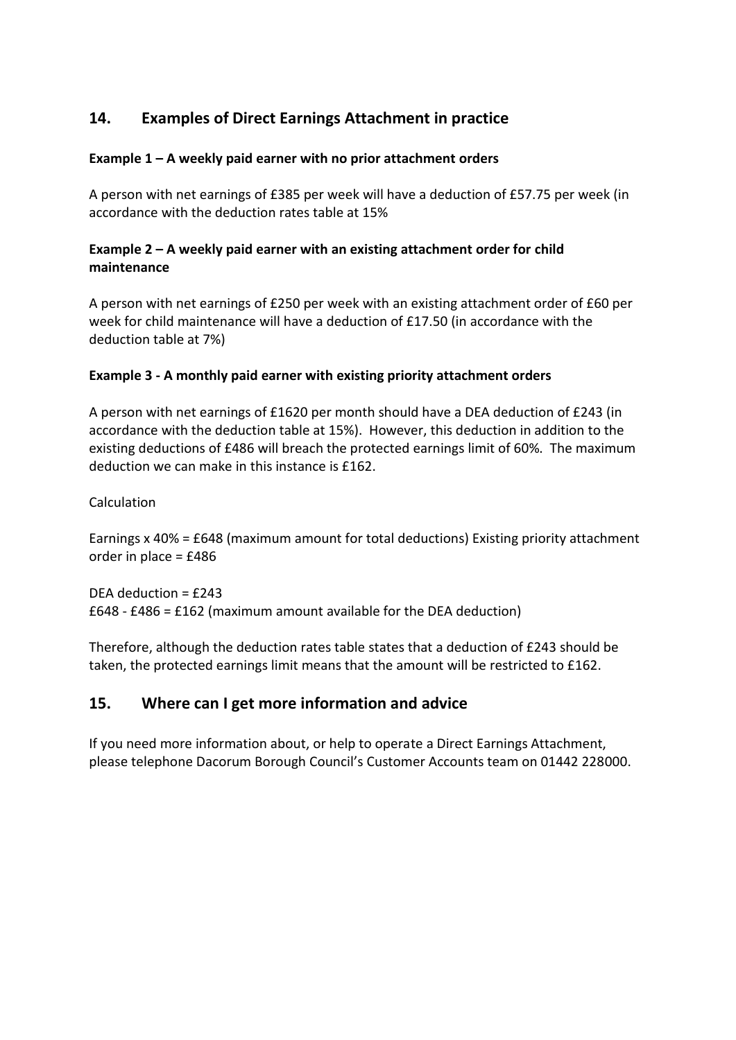## 14. Examples of Direct Earnings Attachment in practice

**Example 1 – A weekly paid earner with no prior attachment orders**

A person with net earnings of £385 per week will have a deduction of £57.75 per week (in accordance with the deduction rates table at 15%

**Example 2 – A weekly paid earner with an existing attachment order for child maintenance**

A person with net earnings of £250 per week with an existing attachment order of £60 per week for child maintenance will have a deduction of £17.50 (in accordance with the deduction table at 7%)

**Example 3 - A monthly paid earner with existing priority attachment orders**

A person with net earnings of £1620 per month should have a DEA deduction of £243 (in accordance with the deduction table at 15%). However, this deduction in addition to the existing deductions of £486 will breach the protected earnings limit of 60%. The maximum deduction we can make in this instance is £162.

Calculation

Earnings x 40% = £648 (maximum amount for total deductions) Existing priority attachment order in place = £486

DEA deduction = £243
£648 - £486 = £162 (maximum amount available for the DEA deduction)

Therefore, although the deduction rates table states that a deduction of £243 should be taken, the protected earnings limit means that the amount will be restricted to £162.

## 15. Where can I get more information and advice

If you need more information about, or help to operate a Direct Earnings Attachment, please telephone Dacorum Borough Council's Customer Accounts team on 01442 228000.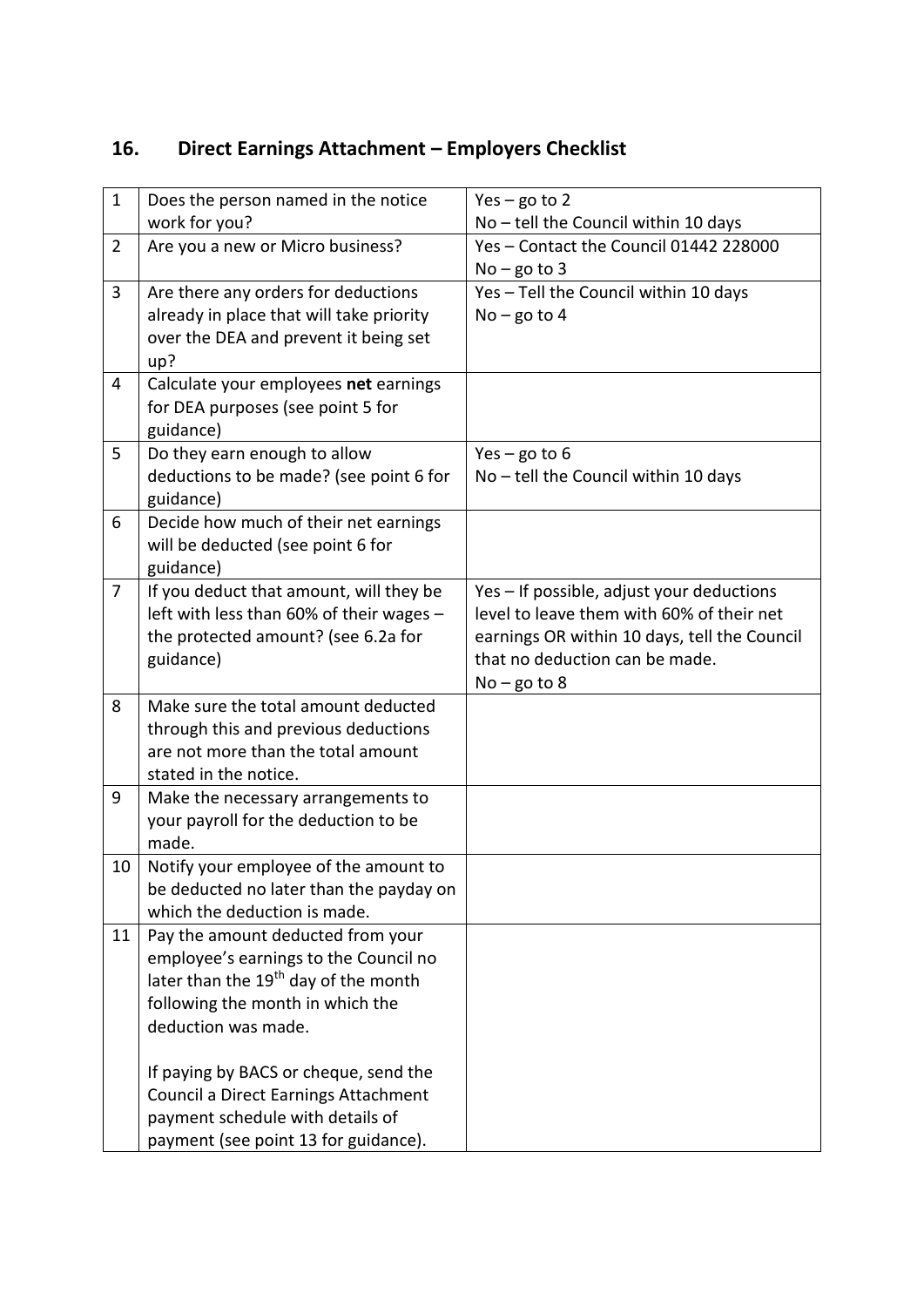## 16. Direct Earnings Attachment – Employers Checklist

| | | |
|---|---|---|
| 1 | Does the person named in the notice work for you? | Yes – go to 2<br>No – tell the Council within 10 days |
| 2 | Are you a new or Micro business? | Yes – Contact the Council 01442 228000<br>No – go to 3 |
| 3 | Are there any orders for deductions already in place that will take priority over the DEA and prevent it being set up? | Yes – Tell the Council within 10 days<br>No – go to 4 |
| 4 | Calculate your employees **net** earnings for DEA purposes (see point 5 for guidance) | |
| 5 | Do they earn enough to allow deductions to be made? (see point 6 for guidance) | Yes – go to 6<br>No – tell the Council within 10 days |
| 6 | Decide how much of their net earnings will be deducted (see point 6 for guidance) | |
| 7 | If you deduct that amount, will they be left with less than 60% of their wages – the protected amount? (see 6.2a for guidance) | Yes – If possible, adjust your deductions level to leave them with 60% of their net earnings OR within 10 days, tell the Council that no deduction can be made.<br>No – go to 8 |
| 8 | Make sure the total amount deducted through this and previous deductions are not more than the total amount stated in the notice. | |
| 9 | Make the necessary arrangements to your payroll for the deduction to be made. | |
| 10 | Notify your employee of the amount to be deducted no later than the payday on which the deduction is made. | |
| 11 | Pay the amount deducted from your employee's earnings to the Council no later than the 19th day of the month following the month in which the deduction was made.<br><br>If paying by BACS or cheque, send the Council a Direct Earnings Attachment payment schedule with details of payment (see point 13 for guidance). | |